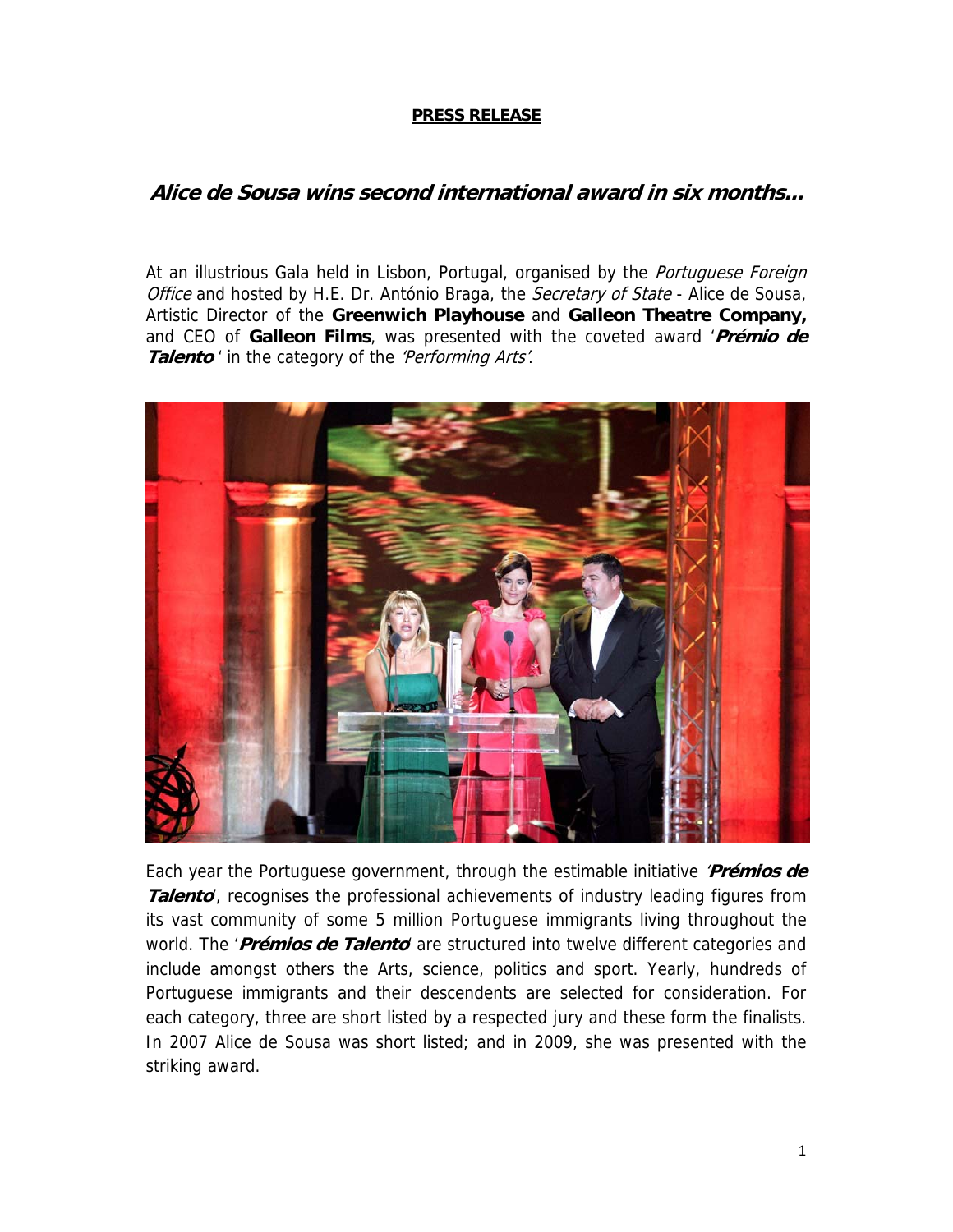**PRESS RELEASE**

# *Alice de Sousa wins second international award in six months...*

At an illustrious Gala held in Lisbon, Portugal, organised by the *Portuguese Foreign Office* and hosted by H.E. Dr. António Braga, the *Secretary of State* - Alice de Sousa, Artistic Director of the **Greenwich Playhouse** and **Galleon Theatre Company,** and CEO of **Galleon Films**, was presented with the coveted award '***Prémio de Talento***' in the category of the *'Performing Arts'*.

Each year the Portuguese government, through the estimable initiative '***Prémios de Talento***', recognises the professional achievements of industry leading figures from its vast community of some 5 million Portuguese immigrants living throughout the world. The '***Prémios de Talento***' are structured into twelve different categories and include amongst others the Arts, science, politics and sport. Yearly, hundreds of Portuguese immigrants and their descendents are selected for consideration. For each category, three are short listed by a respected jury and these form the finalists. In 2007 Alice de Sousa was short listed; and in 2009, she was presented with the striking award.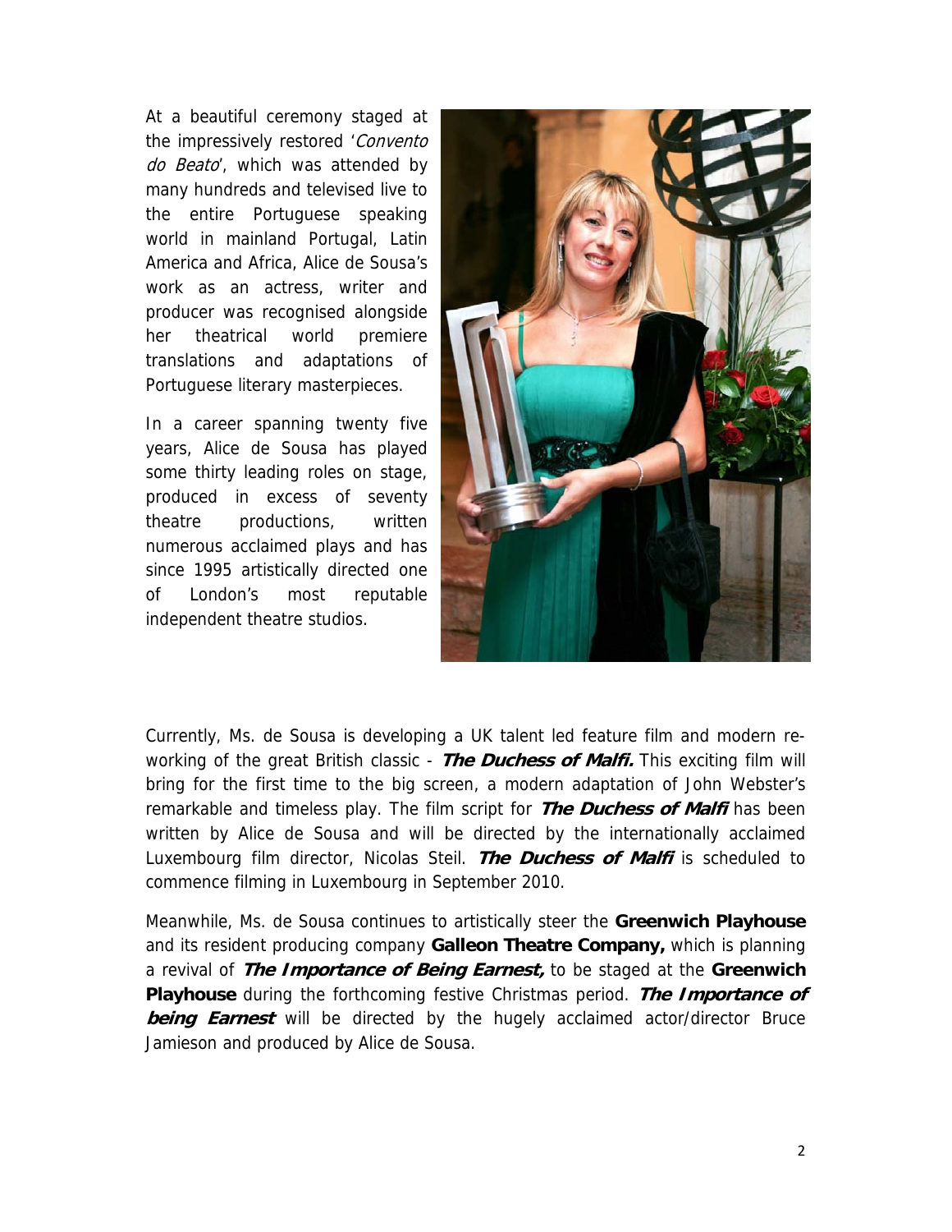At a beautiful ceremony staged at the impressively restored '*Convento do Beato*', which was attended by many hundreds and televised live to the entire Portuguese speaking world in mainland Portugal, Latin America and Africa, Alice de Sousa's work as an actress, writer and producer was recognised alongside her theatrical world premiere translations and adaptations of Portuguese literary masterpieces.

In a career spanning twenty five years, Alice de Sousa has played some thirty leading roles on stage, produced in excess of seventy theatre productions, written numerous acclaimed plays and has since 1995 artistically directed one of London's most reputable independent theatre studios.

Currently, Ms. de Sousa is developing a UK talent led feature film and modern re-working of the great British classic - ***The Duchess of Malfi.*** This exciting film will bring for the first time to the big screen, a modern adaptation of John Webster's remarkable and timeless play. The film script for ***The Duchess of Malfi*** has been written by Alice de Sousa and will be directed by the internationally acclaimed Luxembourg film director, Nicolas Steil. ***The Duchess of Malfi*** is scheduled to commence filming in Luxembourg in September 2010.

Meanwhile, Ms. de Sousa continues to artistically steer the **Greenwich Playhouse** and its resident producing company **Galleon Theatre Company,** which is planning a revival of ***The Importance of Being Earnest,*** to be staged at the **Greenwich Playhouse** during the forthcoming festive Christmas period. ***The Importance of being Earnest*** will be directed by the hugely acclaimed actor/director Bruce Jamieson and produced by Alice de Sousa.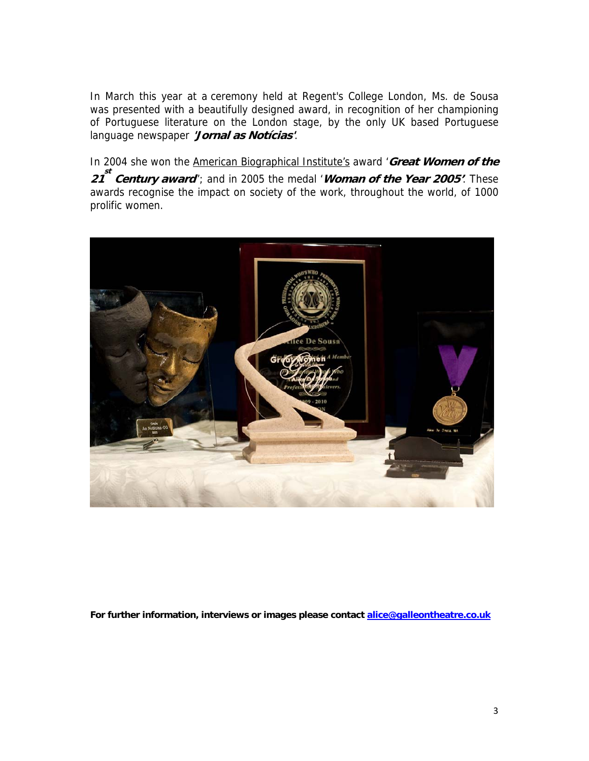In March this year at a ceremony held at Regent's College London, Ms. de Sousa was presented with a beautifully designed award, in recognition of her championing of Portuguese literature on the London stage, by the only UK based Portuguese language newspaper ***'Jornal as Notícias'***.

In 2004 she won the American Biographical Institute's award '***Great Women of the 21st Century award***'; and in 2005 the medal '***Woman of the Year 2005'***. These awards recognise the impact on society of the work, throughout the world, of 1000 prolific women.

**For further information, interviews or images please contact [alice@galleontheatre.co.uk](mailto:alice@galleontheatre.co.uk)**